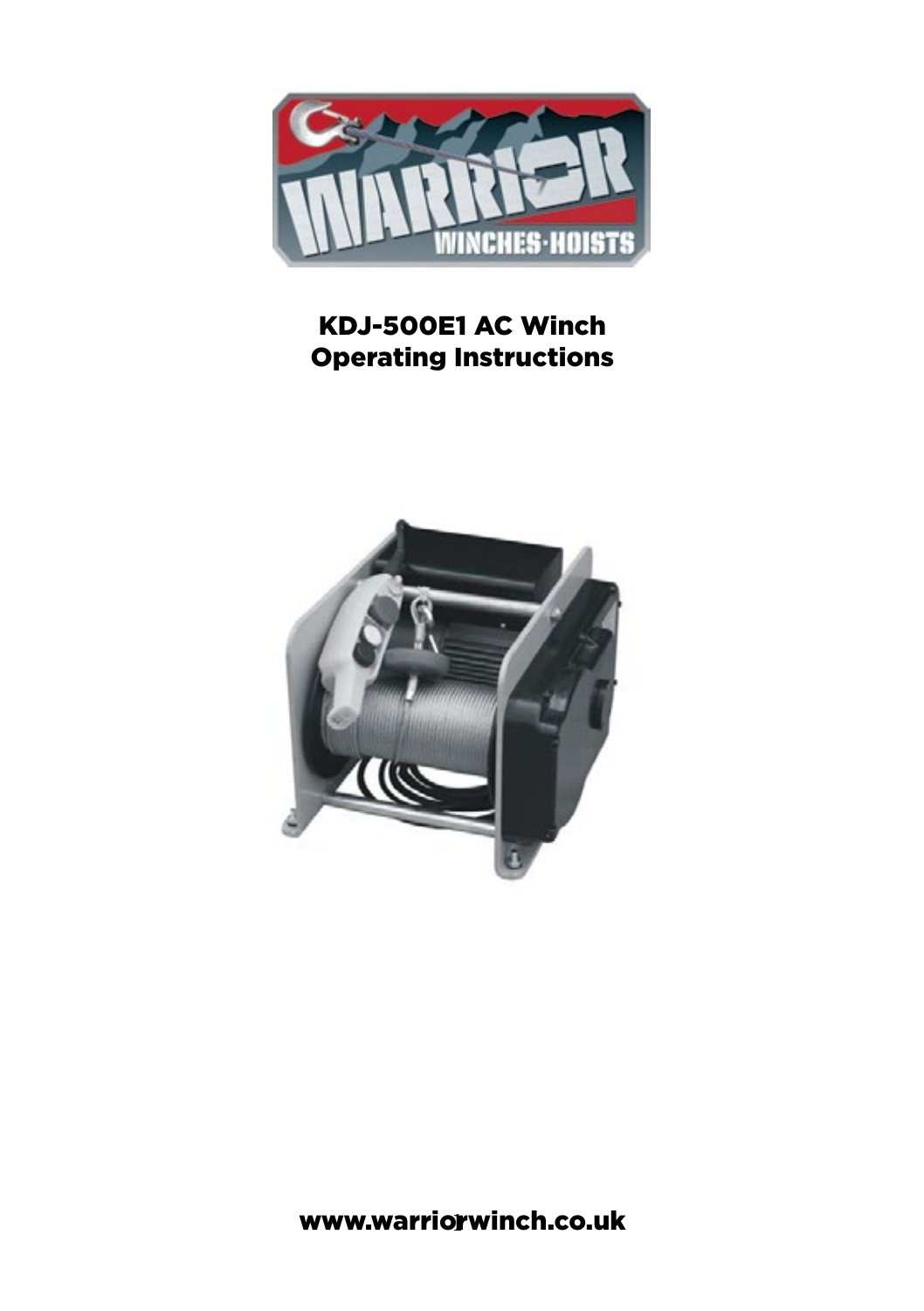# KDJ-500E1 AC Winch
# Operating Instructions

www.warriorwinch.co.uk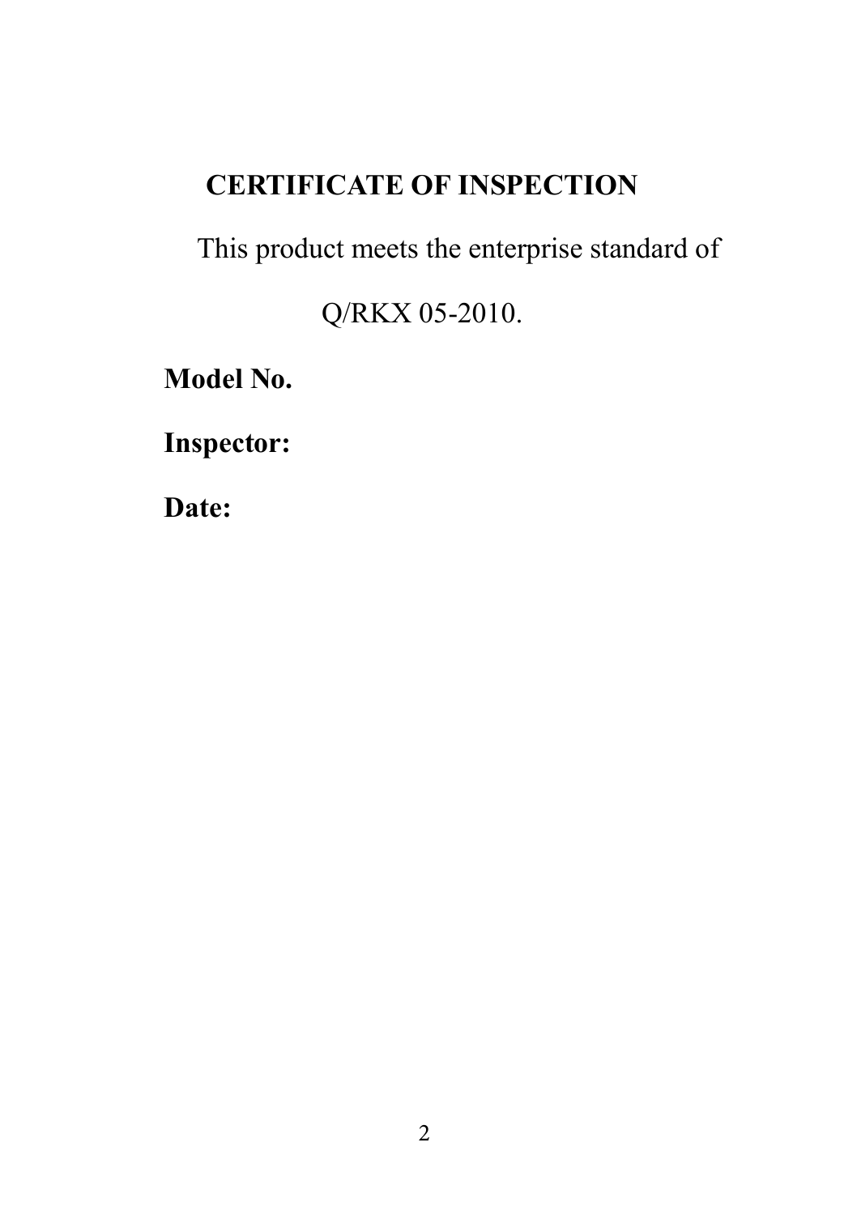# CERTIFICATE OF INSPECTION

This product meets the enterprise standard of

Q/RKX 05-2010.

**Model No.**

**Inspector:**

**Date:**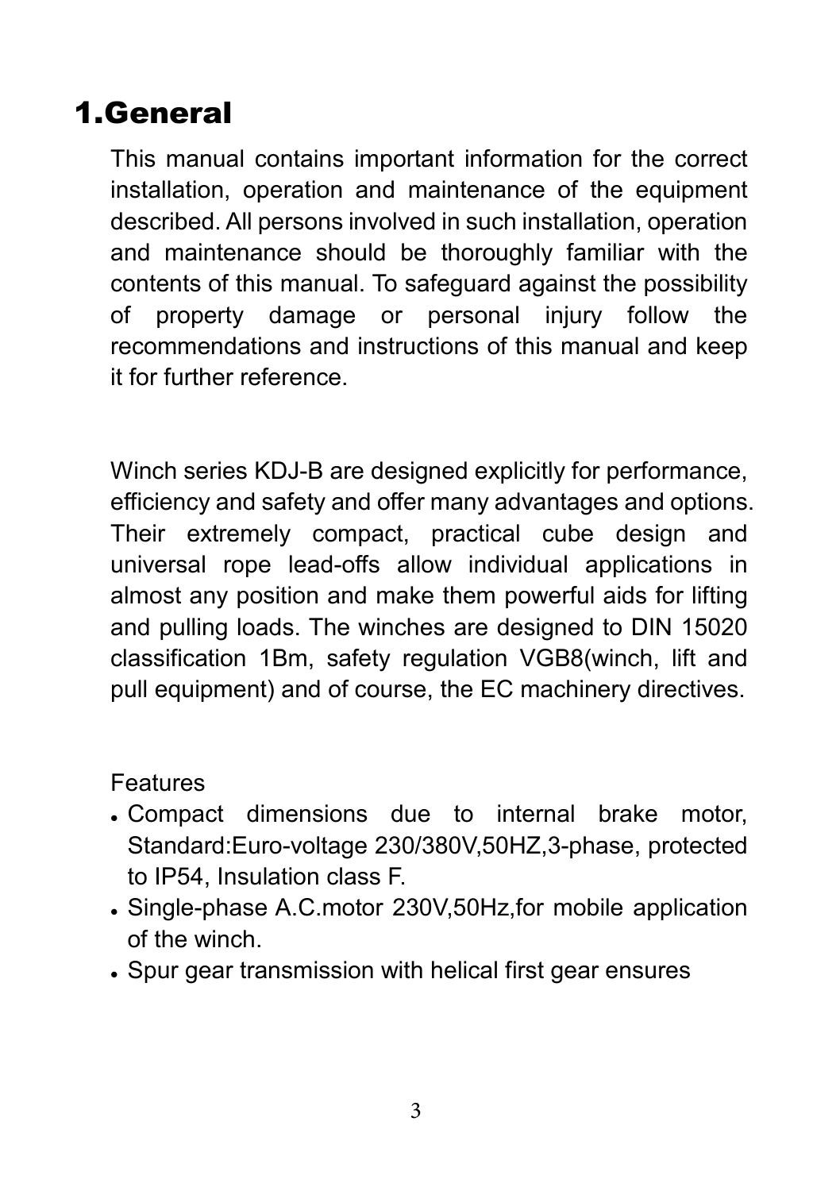# 1.General

This manual contains important information for the correct installation, operation and maintenance of the equipment described. All persons involved in such installation, operation and maintenance should be thoroughly familiar with the contents of this manual. To safeguard against the possibility of property damage or personal injury follow the recommendations and instructions of this manual and keep it for further reference.

Winch series KDJ-B are designed explicitly for performance, efficiency and safety and offer many advantages and options. Their extremely compact, practical cube design and universal rope lead-offs allow individual applications in almost any position and make them powerful aids for lifting and pulling loads. The winches are designed to DIN 15020 classification 1Bm, safety regulation VGB8(winch, lift and pull equipment) and of course, the EC machinery directives.

Features

- Compact dimensions due to internal brake motor, Standard:Euro-voltage 230/380V,50HZ,3-phase, protected to IP54, Insulation class F.
- Single-phase A.C.motor 230V,50Hz,for mobile application of the winch.
- Spur gear transmission with helical first gear ensures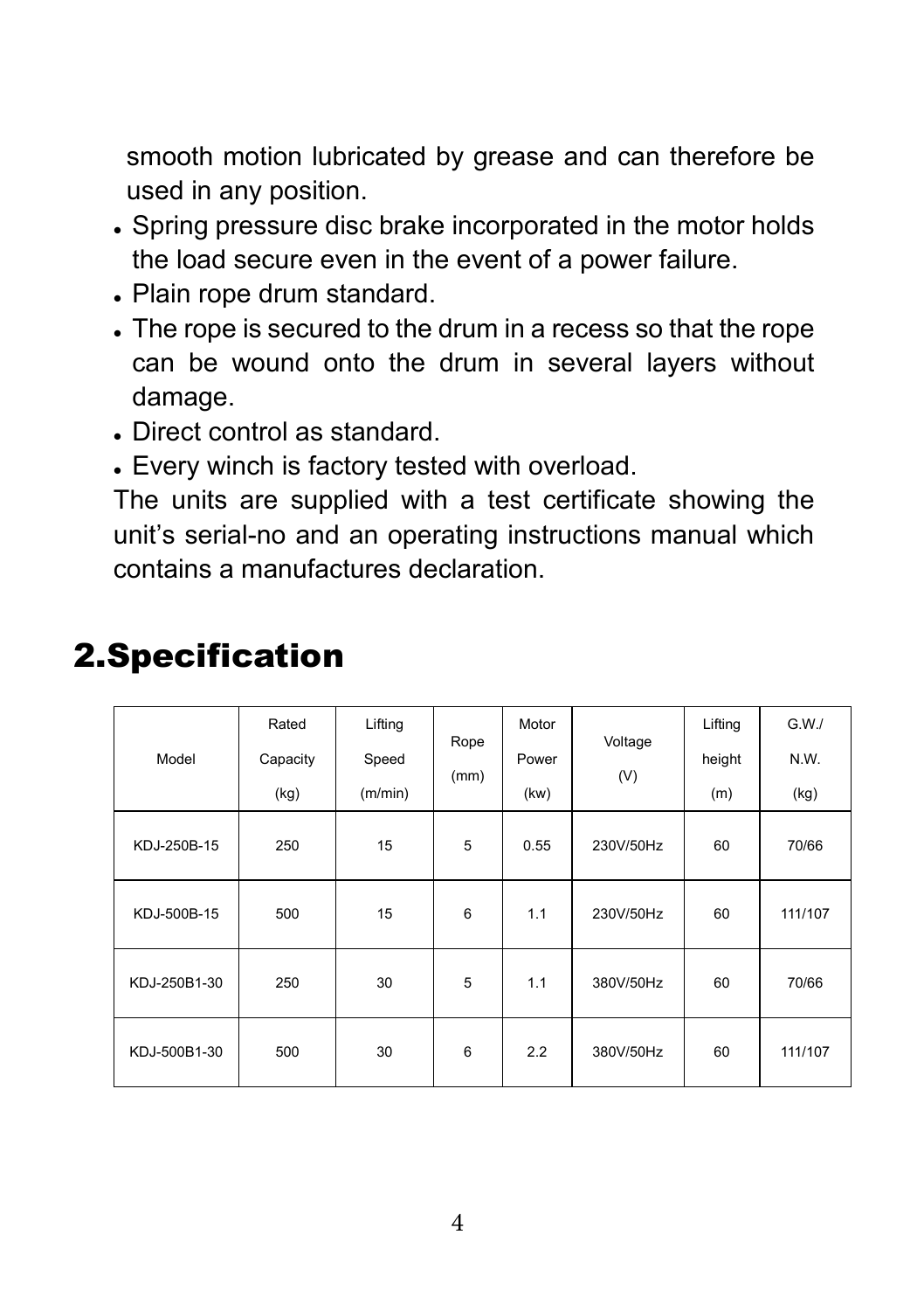smooth motion lubricated by grease and can therefore be used in any position.

- Spring pressure disc brake incorporated in the motor holds the load secure even in the event of a power failure.
- Plain rope drum standard.
- The rope is secured to the drum in a recess so that the rope can be wound onto the drum in several layers without damage.
- Direct control as standard.
- Every winch is factory tested with overload.

The units are supplied with a test certificate showing the unit's serial-no and an operating instructions manual which contains a manufactures declaration.

# 2.Specification

| Model | Rated Capacity (kg) | Lifting Speed (m/min) | Rope (mm) | Motor Power (kw) | Voltage (V) | Lifting height (m) | G.W./ N.W. (kg) |
|---|---|---|---|---|---|---|---|
| KDJ-250B-15 | 250 | 15 | 5 | 0.55 | 230V/50Hz | 60 | 70/66 |
| KDJ-500B-15 | 500 | 15 | 6 | 1.1 | 230V/50Hz | 60 | 111/107 |
| KDJ-250B1-30 | 250 | 30 | 5 | 1.1 | 380V/50Hz | 60 | 70/66 |
| KDJ-500B1-30 | 500 | 30 | 6 | 2.2 | 380V/50Hz | 60 | 111/107 |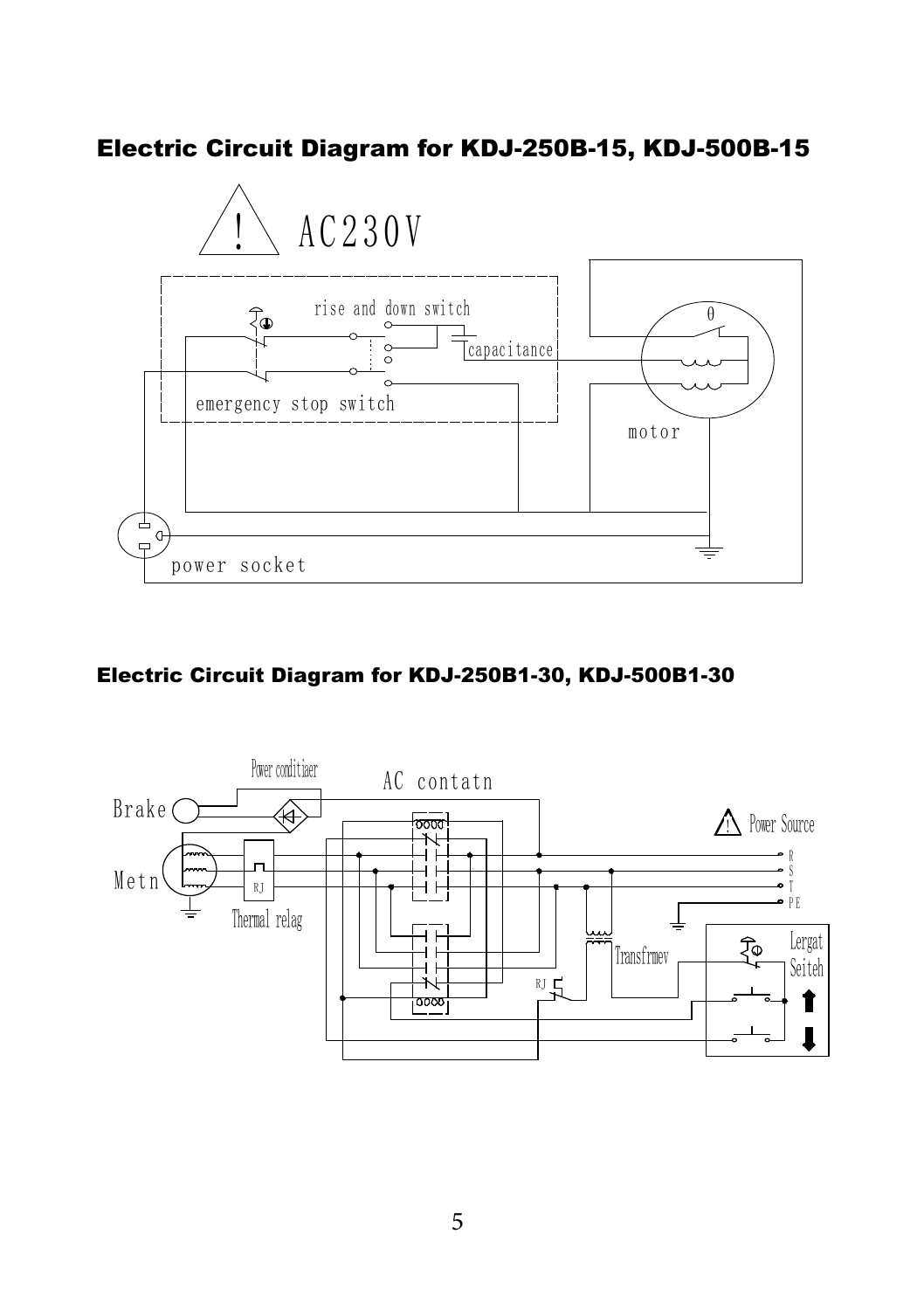## Electric Circuit Diagram for KDJ-250B-15, KDJ-500B-15

AC230V

rise and down switch

capacitance

emergency stop switch

motor

power socket

## Electric Circuit Diagram for KDJ-250B1-30, KDJ-500B1-30

Power conditiaer

AC contatn

Brake

Metn

RJ

Thermal relag

Power Source

R

S

T

PE

Transfrmev

RJ

Lergat Seiteh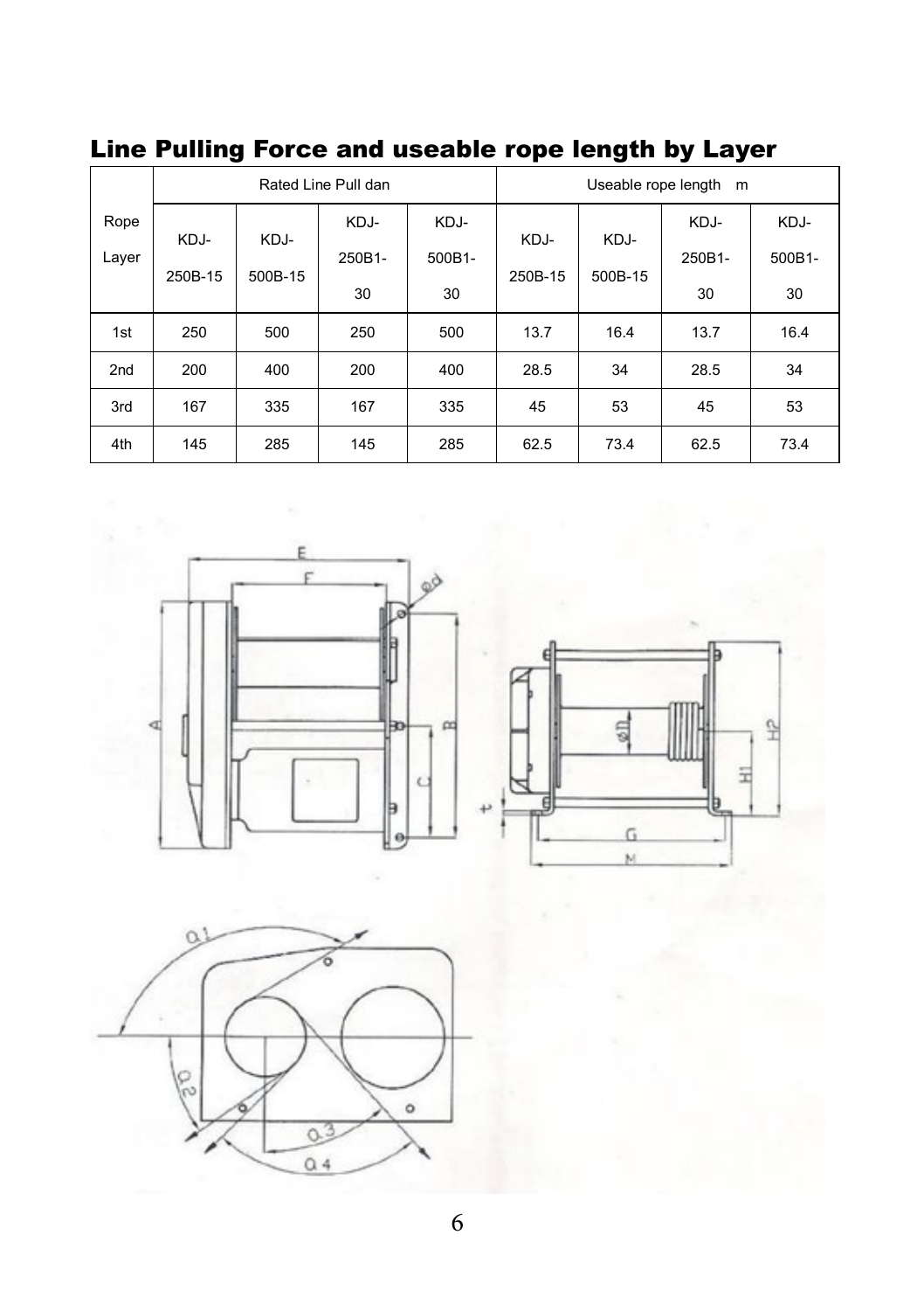## Line Pulling Force and useable rope length by Layer

| Rope Layer | Rated Line Pull dan | | | | Useable rope length m | | | |
|---|---|---|---|---|---|---|---|---|
| | KDJ-250B-15 | KDJ-500B-15 | KDJ-250B1-30 | KDJ-500B1-30 | KDJ-250B-15 | KDJ-500B-15 | KDJ-250B1-30 | KDJ-500B1-30 |
| 1st | 250 | 500 | 250 | 500 | 13.7 | 16.4 | 13.7 | 16.4 |
| 2nd | 200 | 400 | 200 | 400 | 28.5 | 34 | 28.5 | 34 |
| 3rd | 167 | 335 | 167 | 335 | 45 | 53 | 45 | 53 |
| 4th | 145 | 285 | 145 | 285 | 62.5 | 73.4 | 62.5 | 73.4 |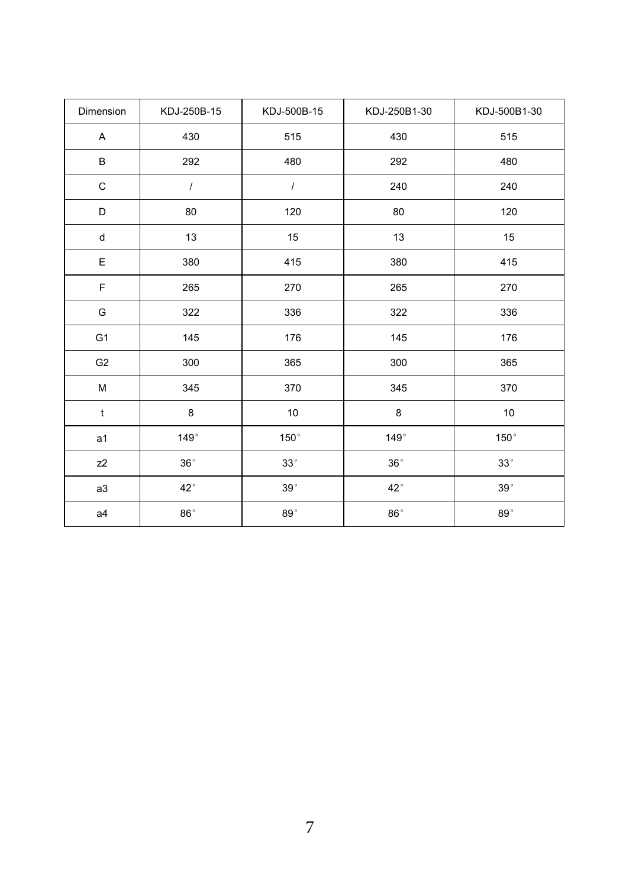| Dimension | KDJ-250B-15 | KDJ-500B-15 | KDJ-250B1-30 | KDJ-500B1-30 |
|---|---|---|---|---|
| A | 430 | 515 | 430 | 515 |
| B | 292 | 480 | 292 | 480 |
| C | / | / | 240 | 240 |
| D | 80 | 120 | 80 | 120 |
| d | 13 | 15 | 13 | 15 |
| E | 380 | 415 | 380 | 415 |
| F | 265 | 270 | 265 | 270 |
| G | 322 | 336 | 322 | 336 |
| G1 | 145 | 176 | 145 | 176 |
| G2 | 300 | 365 | 300 | 365 |
| M | 345 | 370 | 345 | 370 |
| t | 8 | 10 | 8 | 10 |
| a1 | 149° | 150° | 149° | 150° |
| z2 | 36° | 33° | 36° | 33° |
| a3 | 42° | 39° | 42° | 39° |
| a4 | 86° | 89° | 86° | 89° |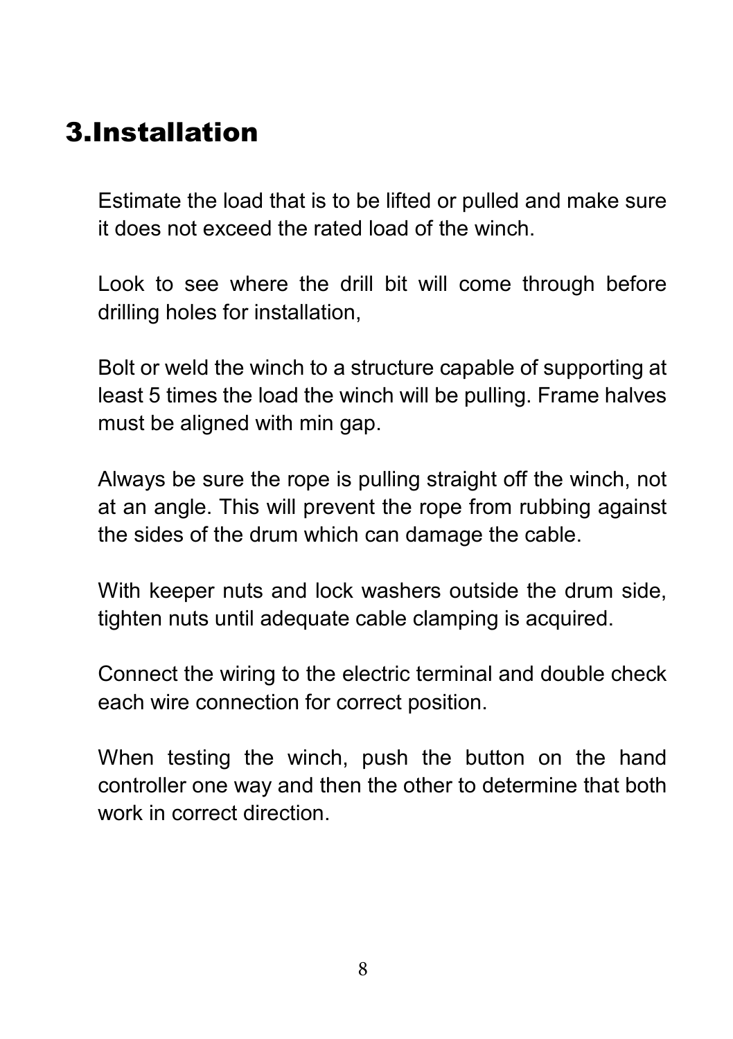# 3.Installation

Estimate the load that is to be lifted or pulled and make sure it does not exceed the rated load of the winch.

Look to see where the drill bit will come through before drilling holes for installation,

Bolt or weld the winch to a structure capable of supporting at least 5 times the load the winch will be pulling. Frame halves must be aligned with min gap.

Always be sure the rope is pulling straight off the winch, not at an angle. This will prevent the rope from rubbing against the sides of the drum which can damage the cable.

With keeper nuts and lock washers outside the drum side, tighten nuts until adequate cable clamping is acquired.

Connect the wiring to the electric terminal and double check each wire connection for correct position.

When testing the winch, push the button on the hand controller one way and then the other to determine that both work in correct direction.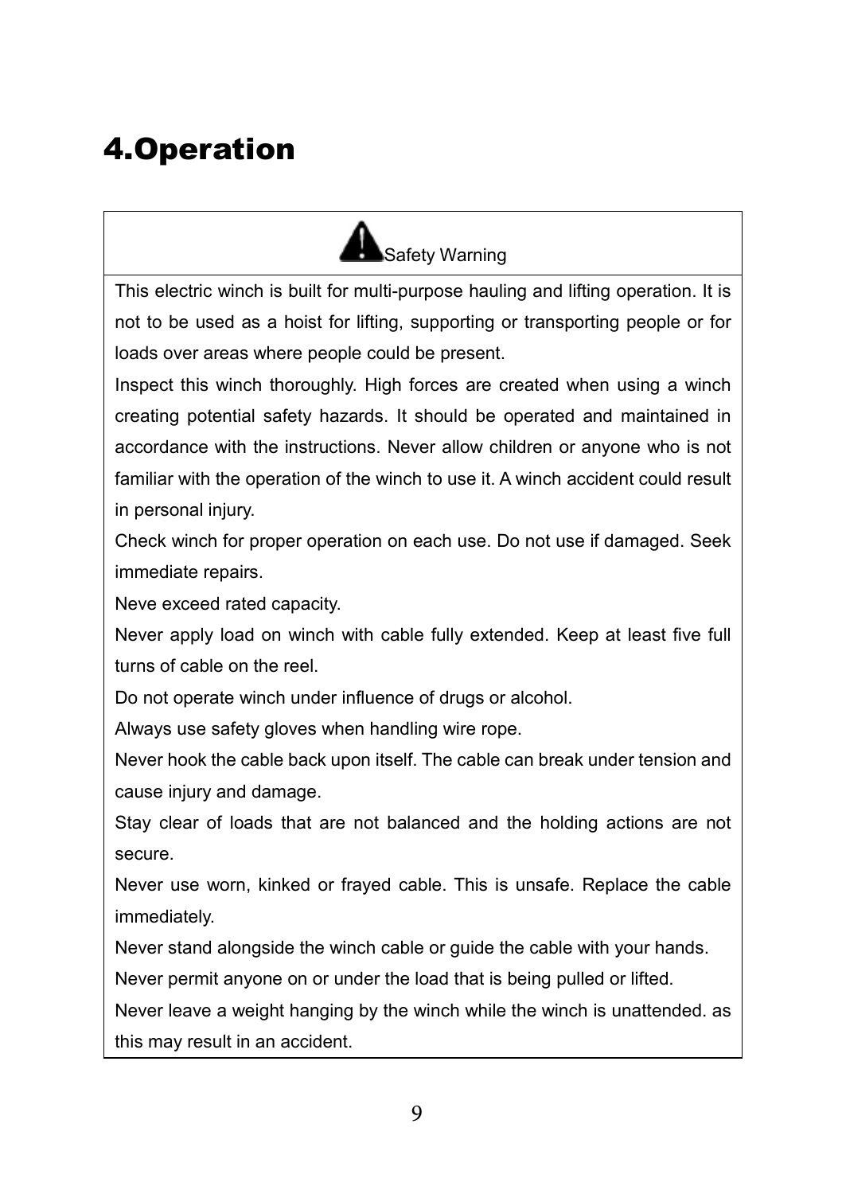# 4.Operation

| ⚠ Safety Warning |
|---|
| This electric winch is built for multi-purpose hauling and lifting operation. It is not to be used as a hoist for lifting, supporting or transporting people or for loads over areas where people could be present.<br>Inspect this winch thoroughly. High forces are created when using a winch creating potential safety hazards. It should be operated and maintained in accordance with the instructions. Never allow children or anyone who is not familiar with the operation of the winch to use it. A winch accident could result in personal injury.<br>Check winch for proper operation on each use. Do not use if damaged. Seek immediate repairs.<br>Neve exceed rated capacity.<br>Never apply load on winch with cable fully extended. Keep at least five full turns of cable on the reel.<br>Do not operate winch under influence of drugs or alcohol.<br>Always use safety gloves when handling wire rope.<br>Never hook the cable back upon itself. The cable can break under tension and cause injury and damage.<br>Stay clear of loads that are not balanced and the holding actions are not secure.<br>Never use worn, kinked or frayed cable. This is unsafe. Replace the cable immediately.<br>Never stand alongside the winch cable or guide the cable with your hands.<br>Never permit anyone on or under the load that is being pulled or lifted.<br>Never leave a weight hanging by the winch while the winch is unattended. as this may result in an accident. |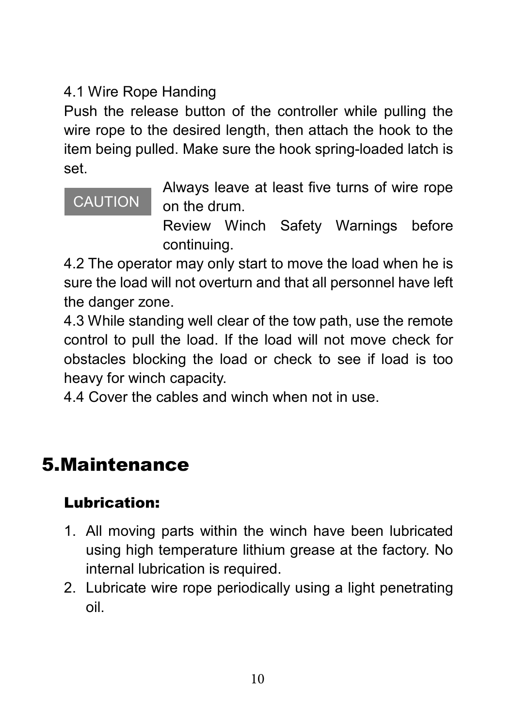4.1 Wire Rope Handing

Push the release button of the controller while pulling the wire rope to the desired length, then attach the hook to the item being pulled. Make sure the hook spring-loaded latch is set.

CAUTION Always leave at least five turns of wire rope on the drum.

Review Winch Safety Warnings before continuing.

4.2 The operator may only start to move the load when he is sure the load will not overturn and that all personnel have left the danger zone.

4.3 While standing well clear of the tow path, use the remote control to pull the load. If the load will not move check for obstacles blocking the load or check to see if load is too heavy for winch capacity.

4.4 Cover the cables and winch when not in use.

# 5.Maintenance

**Lubrication:**

1. All moving parts within the winch have been lubricated using high temperature lithium grease at the factory. No internal lubrication is required.
2. Lubricate wire rope periodically using a light penetrating oil.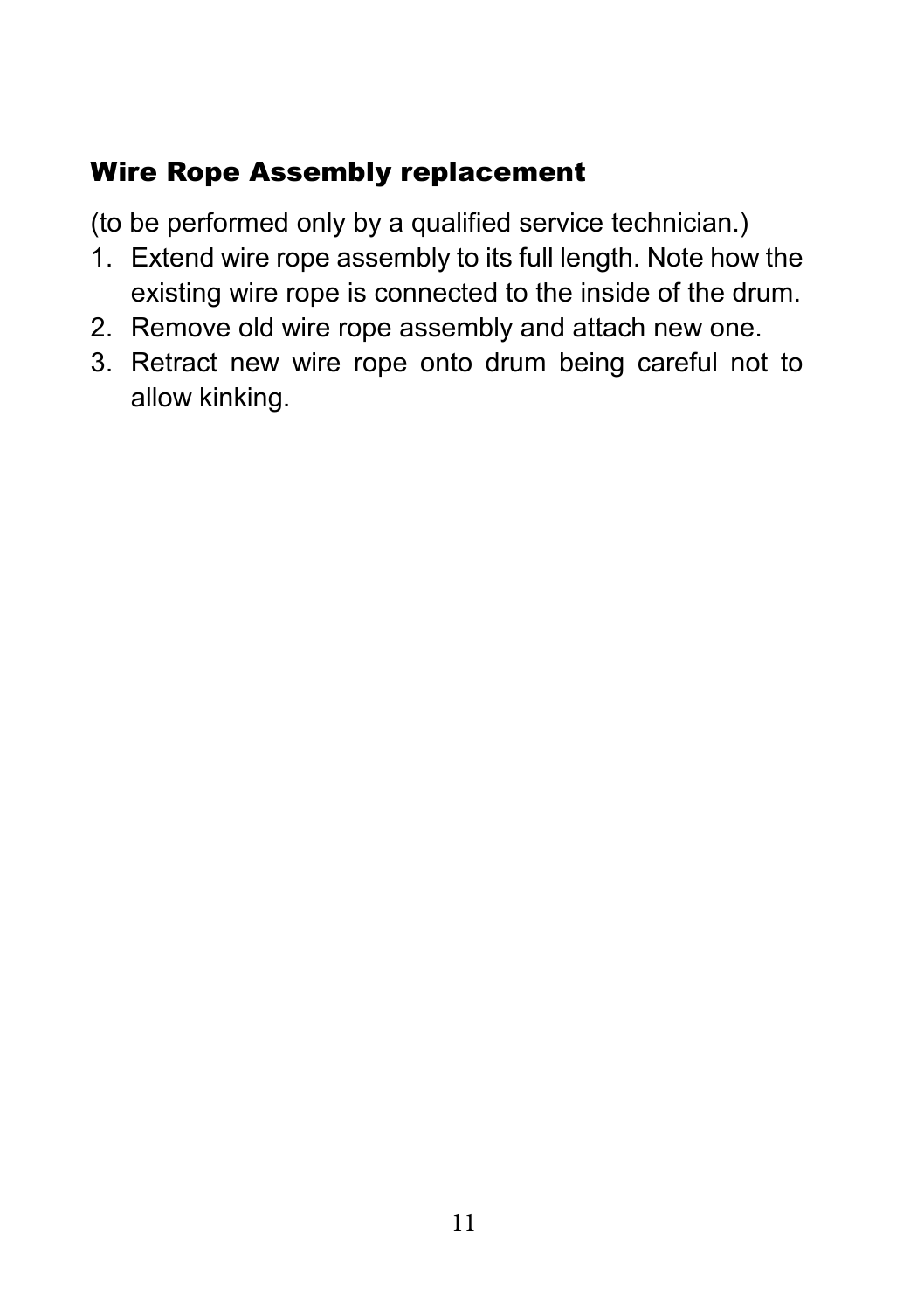## Wire Rope Assembly replacement

(to be performed only by a qualified service technician.)

1. Extend wire rope assembly to its full length. Note how the existing wire rope is connected to the inside of the drum.
2. Remove old wire rope assembly and attach new one.
3. Retract new wire rope onto drum being careful not to allow kinking.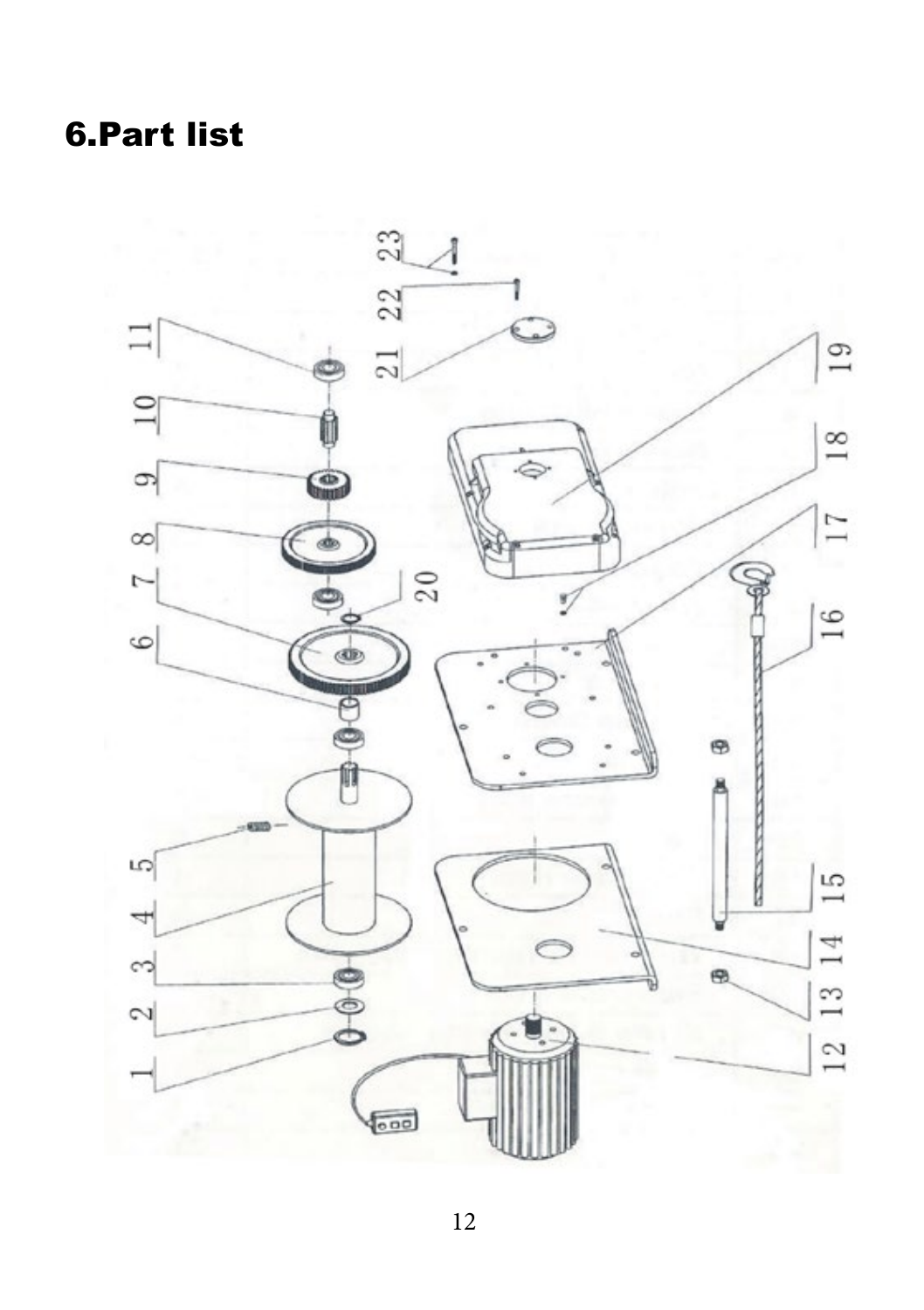# 6.Part list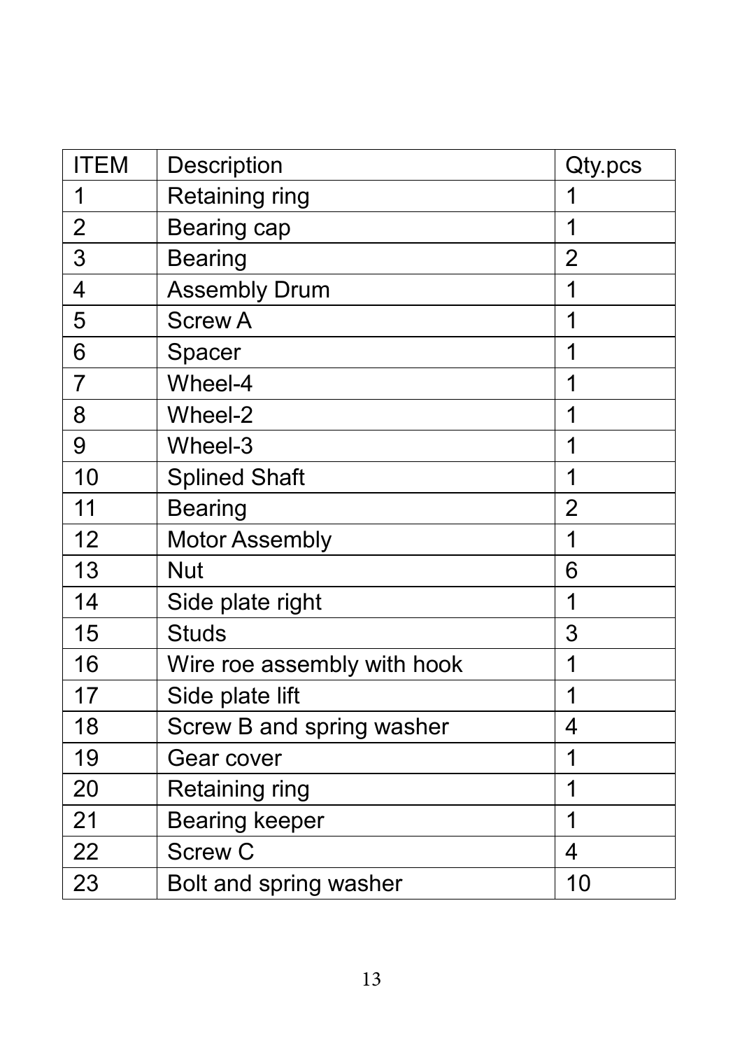| ITEM | Description | Qty.pcs |
|---|---|---|
| 1 | Retaining ring | 1 |
| 2 | Bearing cap | 1 |
| 3 | Bearing | 2 |
| 4 | Assembly Drum | 1 |
| 5 | Screw A | 1 |
| 6 | Spacer | 1 |
| 7 | Wheel-4 | 1 |
| 8 | Wheel-2 | 1 |
| 9 | Wheel-3 | 1 |
| 10 | Splined Shaft | 1 |
| 11 | Bearing | 2 |
| 12 | Motor Assembly | 1 |
| 13 | Nut | 6 |
| 14 | Side plate right | 1 |
| 15 | Studs | 3 |
| 16 | Wire roe assembly with hook | 1 |
| 17 | Side plate lift | 1 |
| 18 | Screw B and spring washer | 4 |
| 19 | Gear cover | 1 |
| 20 | Retaining ring | 1 |
| 21 | Bearing keeper | 1 |
| 22 | Screw C | 4 |
| 23 | Bolt and spring washer | 10 |